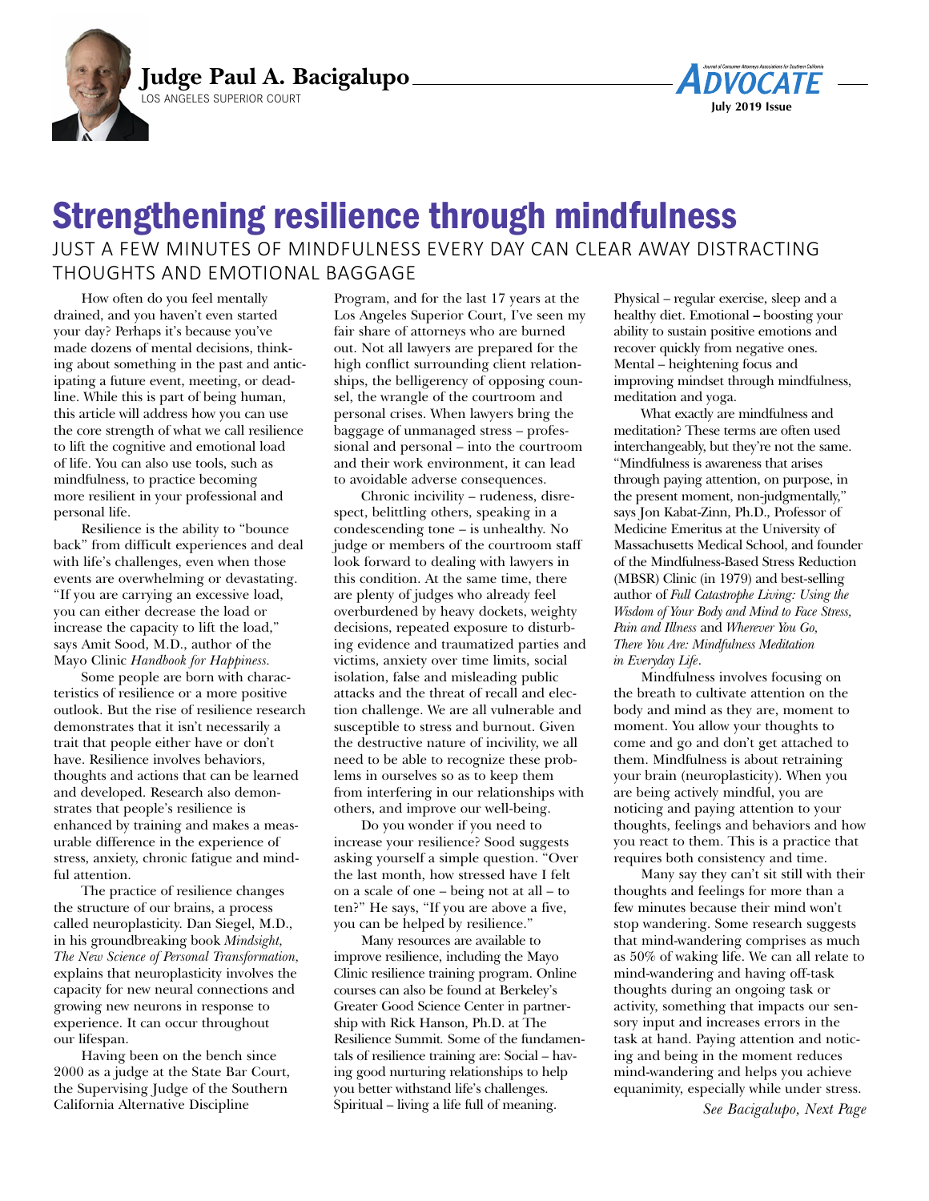**Judge Paul A. Bacigalupo**
LOS ANGELES SUPERIOR COURT

# Strengthening resilience through mindfulness

## JUST A FEW MINUTES OF MINDFULNESS EVERY DAY CAN CLEAR AWAY DISTRACTING THOUGHTS AND EMOTIONAL BAGGAGE

How often do you feel mentally drained, and you haven't even started your day? Perhaps it's because you've made dozens of mental decisions, thinking about something in the past and anticipating a future event, meeting, or deadline. While this is part of being human, this article will address how you can use the core strength of what we call resilience to lift the cognitive and emotional load of life. You can also use tools, such as mindfulness, to practice becoming more resilient in your professional and personal life.

Resilience is the ability to "bounce back" from difficult experiences and deal with life's challenges, even when those events are overwhelming or devastating. "If you are carrying an excessive load, you can either decrease the load or increase the capacity to lift the load," says Amit Sood, M.D., author of the Mayo Clinic *Handbook for Happiness.*

Some people are born with characteristics of resilience or a more positive outlook. But the rise of resilience research demonstrates that it isn't necessarily a trait that people either have or don't have. Resilience involves behaviors, thoughts and actions that can be learned and developed. Research also demonstrates that people's resilience is enhanced by training and makes a measurable difference in the experience of stress, anxiety, chronic fatigue and mindful attention.

The practice of resilience changes the structure of our brains, a process called neuroplasticity. Dan Siegel, M.D., in his groundbreaking book *Mindsight, The New Science of Personal Transformation,* explains that neuroplasticity involves the capacity for new neural connections and growing new neurons in response to experience. It can occur throughout our lifespan.

Having been on the bench since 2000 as a judge at the State Bar Court, the Supervising Judge of the Southern California Alternative Discipline Program, and for the last 17 years at the Los Angeles Superior Court, I've seen my fair share of attorneys who are burned out. Not all lawyers are prepared for the high conflict surrounding client relationships, the belligerency of opposing counsel, the wrangle of the courtroom and personal crises. When lawyers bring the baggage of unmanaged stress – professional and personal – into the courtroom and their work environment, it can lead to avoidable adverse consequences.

Chronic incivility – rudeness, disrespect, belittling others, speaking in a condescending tone – is unhealthy. No judge or members of the courtroom staff look forward to dealing with lawyers in this condition. At the same time, there are plenty of judges who already feel overburdened by heavy dockets, weighty decisions, repeated exposure to disturbing evidence and traumatized parties and victims, anxiety over time limits, social isolation, false and misleading public attacks and the threat of recall and election challenge. We are all vulnerable and susceptible to stress and burnout. Given the destructive nature of incivility, we all need to be able to recognize these problems in ourselves so as to keep them from interfering in our relationships with others, and improve our well-being.

Do you wonder if you need to increase your resilience? Sood suggests asking yourself a simple question. "Over the last month, how stressed have I felt on a scale of one – being not at all – to ten?" He says, "If you are above a five, you can be helped by resilience."

Many resources are available to improve resilience, including the Mayo Clinic resilience training program. Online courses can also be found at Berkeley's Greater Good Science Center in partnership with Rick Hanson, Ph.D. at The Resilience Summit. Some of the fundamentals of resilience training are: Social – having good nurturing relationships to help you better withstand life's challenges. Spiritual – living a life full of meaning. Physical – regular exercise, sleep and a healthy diet. Emotional – boosting your ability to sustain positive emotions and recover quickly from negative ones. Mental – heightening focus and improving mindset through mindfulness, meditation and yoga.

What exactly are mindfulness and meditation? These terms are often used interchangeably, but they're not the same. "Mindfulness is awareness that arises through paying attention, on purpose, in the present moment, non-judgmentally," says Jon Kabat-Zinn, Ph.D., Professor of Medicine Emeritus at the University of Massachusetts Medical School, and founder of the Mindfulness-Based Stress Reduction (MBSR) Clinic (in 1979) and best-selling author of *Full Catastrophe Living: Using the Wisdom of Your Body and Mind to Face Stress, Pain and Illness* and *Wherever You Go, There You Are: Mindfulness Meditation in Everyday Life*.

Mindfulness involves focusing on the breath to cultivate attention on the body and mind as they are, moment to moment. You allow your thoughts to come and go and don't get attached to them. Mindfulness is about retraining your brain (neuroplasticity). When you are being actively mindful, you are noticing and paying attention to your thoughts, feelings and behaviors and how you react to them. This is a practice that requires both consistency and time.

Many say they can't sit still with their thoughts and feelings for more than a few minutes because their mind won't stop wandering. Some research suggests that mind-wandering comprises as much as 50% of waking life. We can all relate to mind-wandering and having off-task thoughts during an ongoing task or activity, something that impacts our sensory input and increases errors in the task at hand. Paying attention and noticing and being in the present moment reduces mind-wandering and helps you achieve equanimity, especially while under stress.

*See Bacigalupo, Next Page*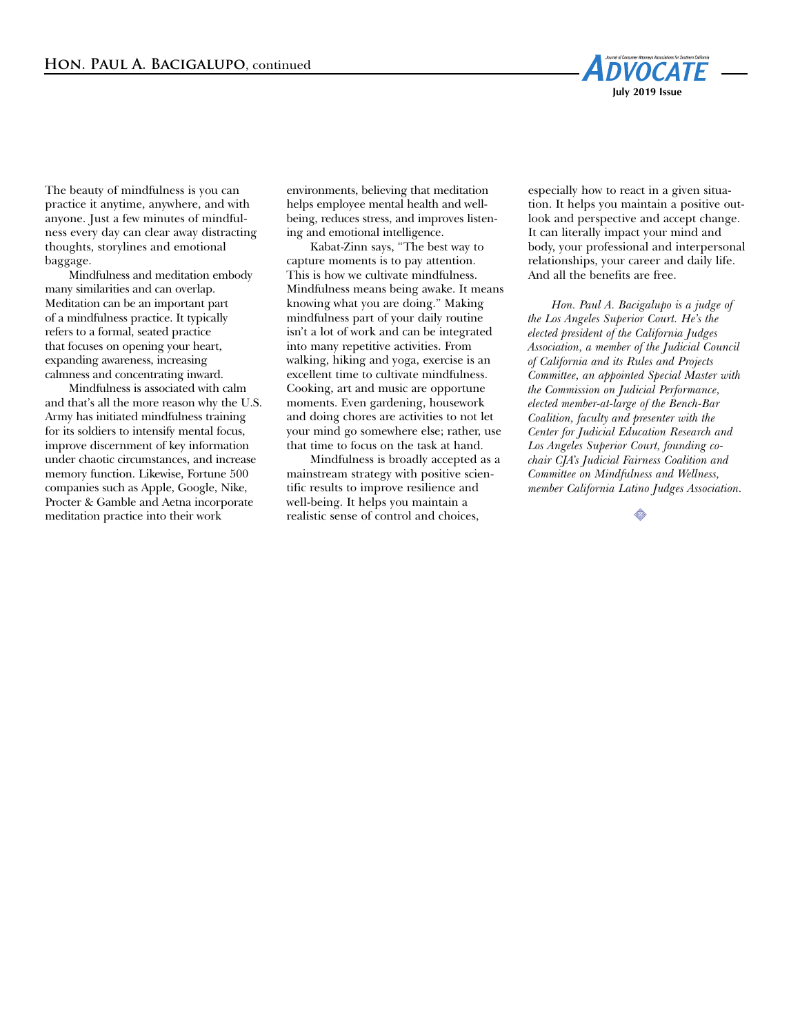The beauty of mindfulness is you can practice it anytime, anywhere, and with anyone. Just a few minutes of mindfulness every day can clear away distracting thoughts, storylines and emotional baggage.

Mindfulness and meditation embody many similarities and can overlap. Meditation can be an important part of a mindfulness practice. It typically refers to a formal, seated practice that focuses on opening your heart, expanding awareness, increasing calmness and concentrating inward.

Mindfulness is associated with calm and that's all the more reason why the U.S. Army has initiated mindfulness training for its soldiers to intensify mental focus, improve discernment of key information under chaotic circumstances, and increase memory function. Likewise, Fortune 500 companies such as Apple, Google, Nike, Procter & Gamble and Aetna incorporate meditation practice into their work environments, believing that meditation helps employee mental health and well-being, reduces stress, and improves listening and emotional intelligence.

Kabat-Zinn says, "The best way to capture moments is to pay attention. This is how we cultivate mindfulness. Mindfulness means being awake. It means knowing what you are doing." Making mindfulness part of your daily routine isn't a lot of work and can be integrated into many repetitive activities. From walking, hiking and yoga, exercise is an excellent time to cultivate mindfulness. Cooking, art and music are opportune moments. Even gardening, housework and doing chores are activities to not let your mind go somewhere else; rather, use that time to focus on the task at hand.

Mindfulness is broadly accepted as a mainstream strategy with positive scientific results to improve resilience and well-being. It helps you maintain a realistic sense of control and choices, especially how to react in a given situation. It helps you maintain a positive outlook and perspective and accept change. It can literally impact your mind and body, your professional and interpersonal relationships, your career and daily life. And all the benefits are free.

*Hon. Paul A. Bacigalupo is a judge of the Los Angeles Superior Court. He's the elected president of the California Judges Association, a member of the Judicial Council of California and its Rules and Projects Committee, an appointed Special Master with the Commission on Judicial Performance, elected member-at-large of the Bench-Bar Coalition, faculty and presenter with the Center for Judicial Education Research and Los Angeles Superior Court, founding co-chair CJA's Judicial Fairness Coalition and Committee on Mindfulness and Wellness, member California Latino Judges Association.*